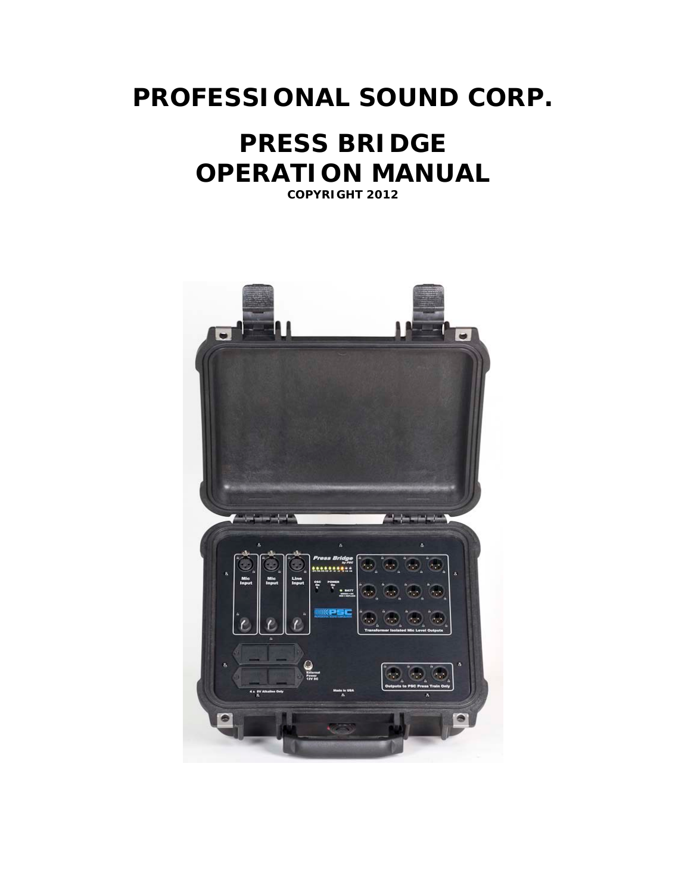# PROFESSIONAL SOUND CORP.

# PRESS BRIDGE
# OPERATION MANUAL

**COPYRIGHT 2012**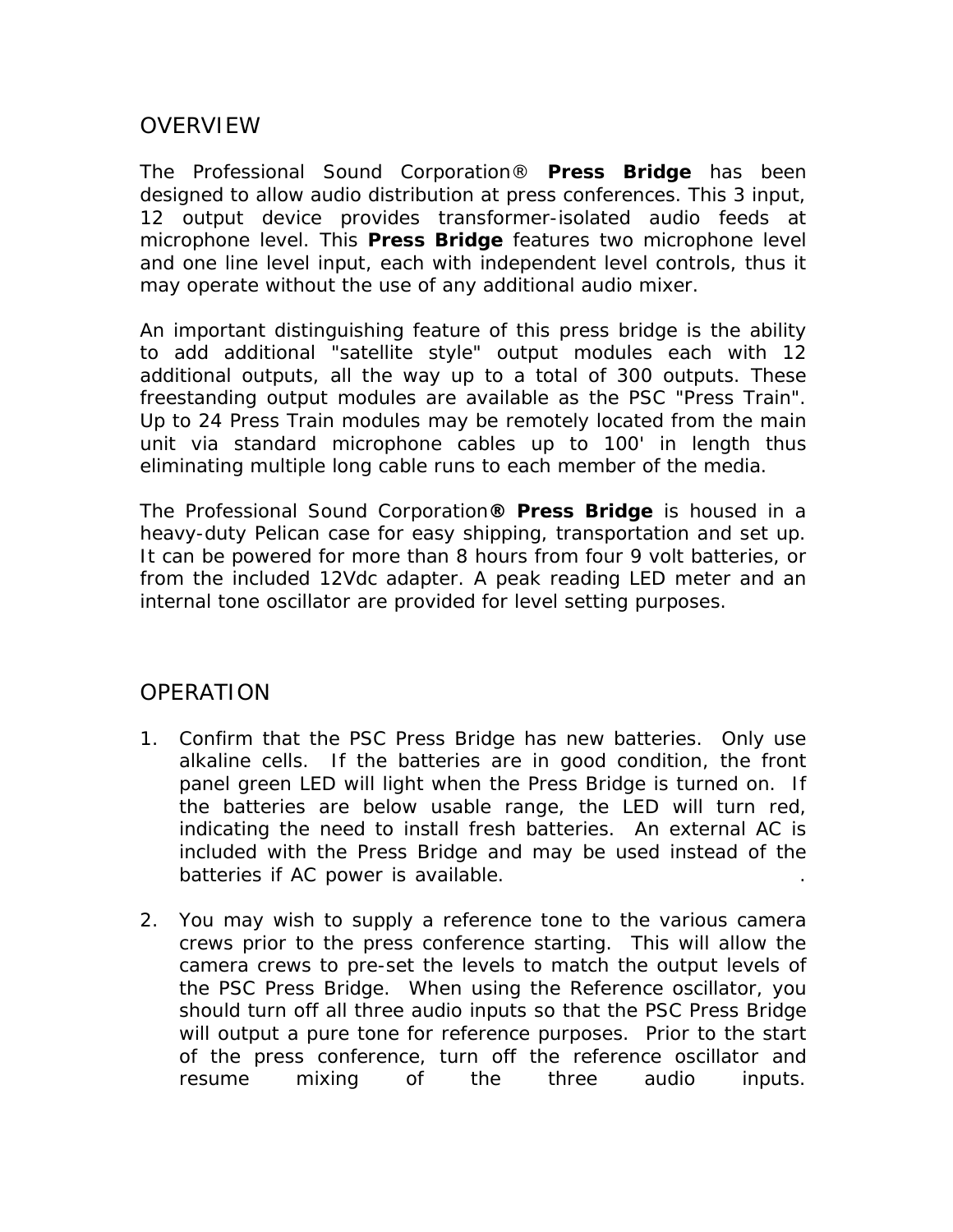## OVERVIEW

The Professional Sound Corporation® **Press Bridge** has been designed to allow audio distribution at press conferences. This 3 input, 12 output device provides transformer-isolated audio feeds at microphone level. This **Press Bridge** features two microphone level and one line level input, each with independent level controls, thus it may operate without the use of any additional audio mixer.

An important distinguishing feature of this press bridge is the ability to add additional "satellite style" output modules each with 12 additional outputs, all the way up to a total of 300 outputs. These freestanding output modules are available as the PSC "Press Train". Up to 24 Press Train modules may be remotely located from the main unit via standard microphone cables up to 100' in length thus eliminating multiple long cable runs to each member of the media.

The Professional Sound Corporation**®** **Press Bridge** is housed in a heavy-duty Pelican case for easy shipping, transportation and set up. It can be powered for more than 8 hours from four 9 volt batteries, or from the included 12Vdc adapter. A peak reading LED meter and an internal tone oscillator are provided for level setting purposes.

## OPERATION

1. Confirm that the PSC Press Bridge has new batteries. Only use alkaline cells. If the batteries are in good condition, the front panel green LED will light when the Press Bridge is turned on. If the batteries are below usable range, the LED will turn red, indicating the need to install fresh batteries. An external AC is included with the Press Bridge and may be used instead of the batteries if AC power is available. .

2. You may wish to supply a reference tone to the various camera crews prior to the press conference starting. This will allow the camera crews to pre-set the levels to match the output levels of the PSC Press Bridge. When using the Reference oscillator, you should turn off all three audio inputs so that the PSC Press Bridge will output a pure tone for reference purposes. Prior to the start of the press conference, turn off the reference oscillator and resume mixing of the three audio inputs.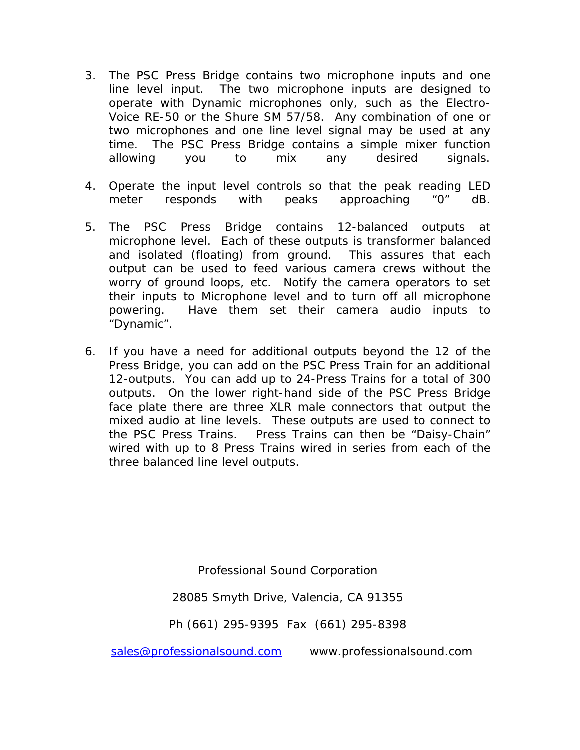3. The PSC Press Bridge contains two microphone inputs and one line level input. The two microphone inputs are designed to operate with Dynamic microphones only, such as the Electro-Voice RE-50 or the Shure SM 57/58. Any combination of one or two microphones and one line level signal may be used at any time. The PSC Press Bridge contains a simple mixer function allowing you to mix any desired signals.

4. Operate the input level controls so that the peak reading LED meter responds with peaks approaching "0" dB.

5. The PSC Press Bridge contains 12-balanced outputs at microphone level. Each of these outputs is transformer balanced and isolated (floating) from ground. This assures that each output can be used to feed various camera crews without the worry of ground loops, etc. Notify the camera operators to set their inputs to Microphone level and to turn off all microphone powering. Have them set their camera audio inputs to "Dynamic".

6. If you have a need for additional outputs beyond the 12 of the Press Bridge, you can add on the PSC Press Train for an additional 12-outputs. You can add up to 24-Press Trains for a total of 300 outputs. On the lower right-hand side of the PSC Press Bridge face plate there are three XLR male connectors that output the mixed audio at line levels. These outputs are used to connect to the PSC Press Trains. Press Trains can then be "Daisy-Chain" wired with up to 8 Press Trains wired in series from each of the three balanced line level outputs.

Professional Sound Corporation

28085 Smyth Drive, Valencia, CA 91355

Ph (661) 295-9395 Fax (661) 295-8398

sales@professionalsound.com www.professionalsound.com